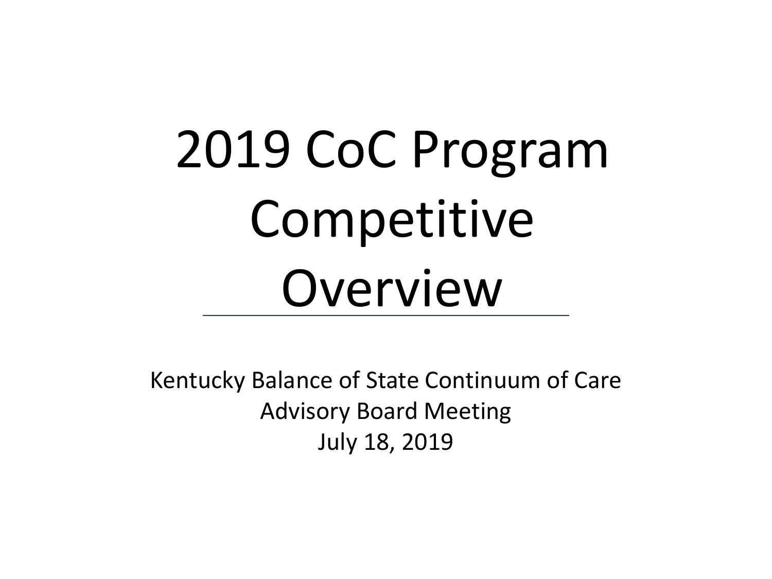# 2019 CoC Program Competitive Overview

Kentucky Balance of State Continuum of Care
Advisory Board Meeting
July 18, 2019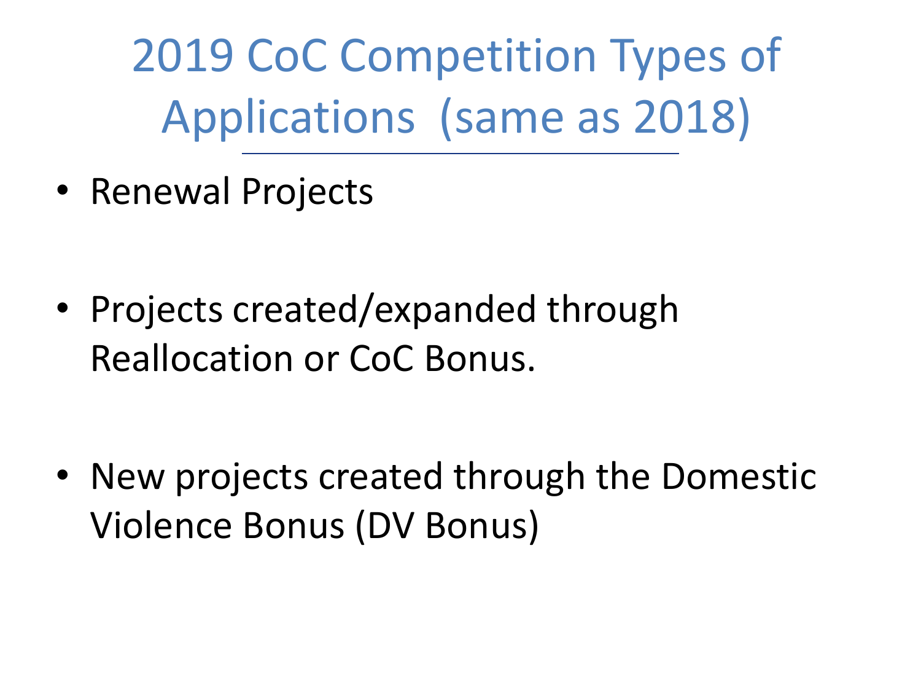# 2019 CoC Competition Types of Applications (same as 2018)

- Renewal Projects
- Projects created/expanded through Reallocation or CoC Bonus.
- New projects created through the Domestic Violence Bonus (DV Bonus)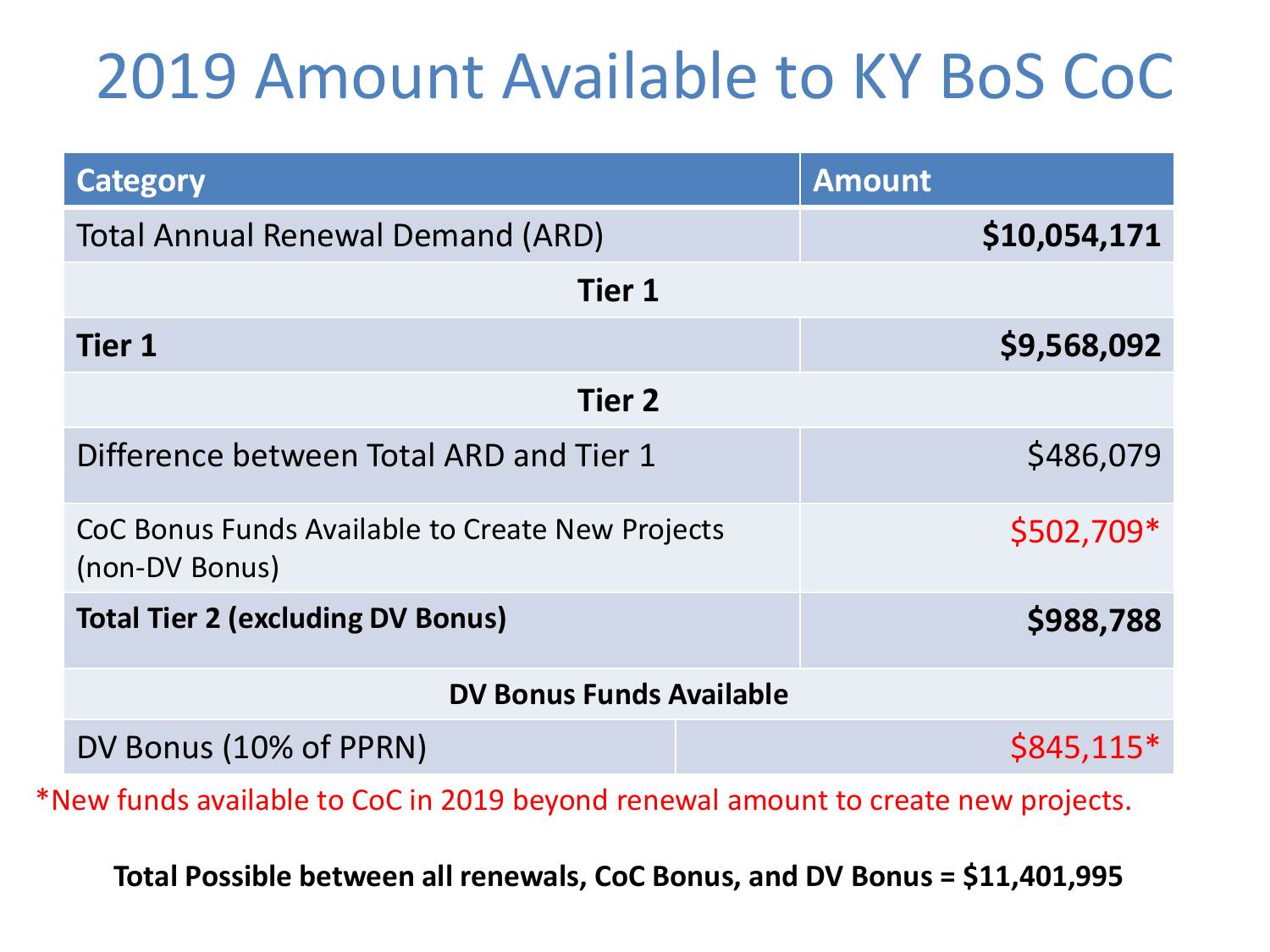# 2019 Amount Available to KY BoS CoC

| Category | Amount |
| --- | --- |
| Total Annual Renewal Demand (ARD) | **$10,054,171** |
| **Tier 1** | |
| **Tier 1** | **$9,568,092** |
| **Tier 2** | |
| Difference between Total ARD and Tier 1 | $486,079 |
| CoC Bonus Funds Available to Create New Projects (non-DV Bonus) | $502,709* |
| **Total Tier 2 (excluding DV Bonus)** | **$988,788** |
| **DV Bonus Funds Available** | |
| DV Bonus (10% of PPRN) | $845,115* |

*New funds available to CoC in 2019 beyond renewal amount to create new projects.

**Total Possible between all renewals, CoC Bonus, and DV Bonus = $11,401,995**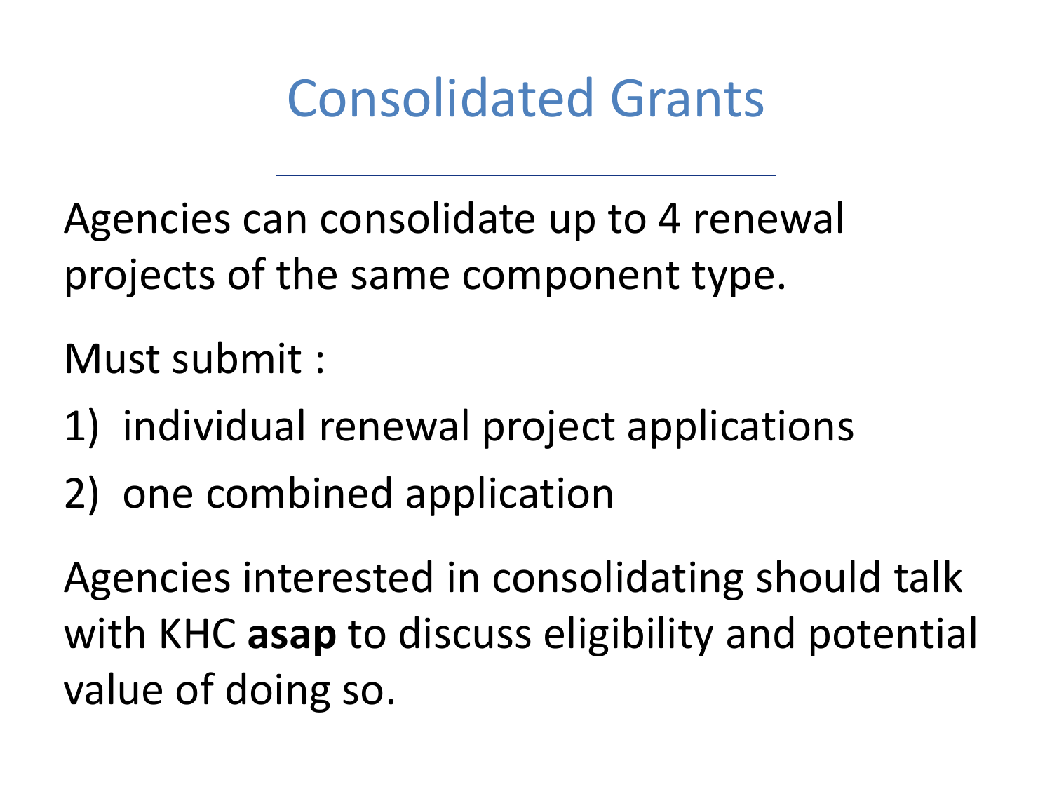# Consolidated Grants

Agencies can consolidate up to 4 renewal projects of the same component type.

Must submit :

1) individual renewal project applications
2) one combined application

Agencies interested in consolidating should talk with KHC **asap** to discuss eligibility and potential value of doing so.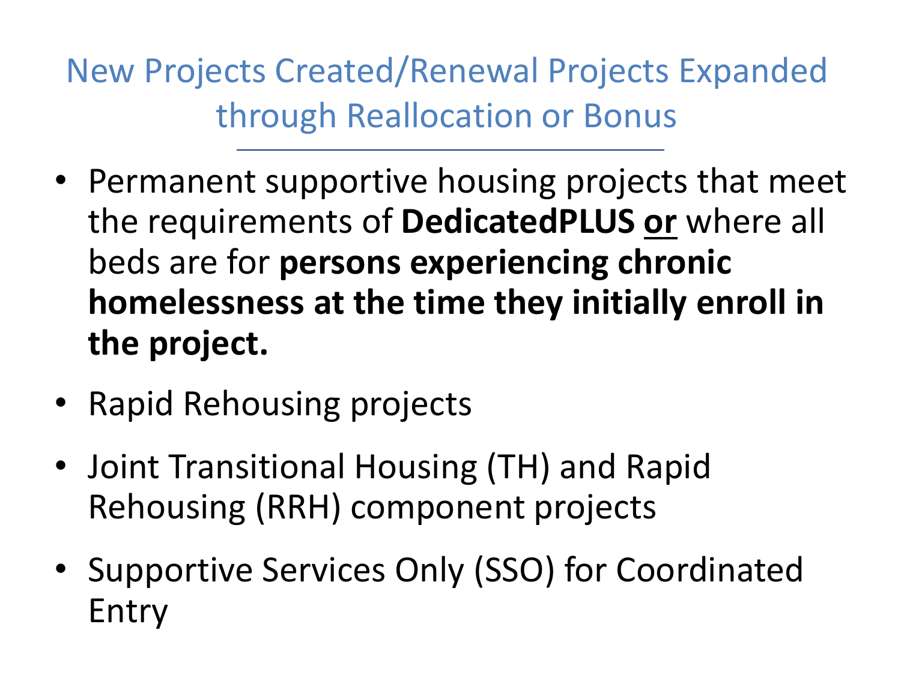# New Projects Created/Renewal Projects Expanded through Reallocation or Bonus

- Permanent supportive housing projects that meet the requirements of **DedicatedPLUS** **or** where all beds are for **persons experiencing chronic homelessness at the time they initially enroll in the project.**
- Rapid Rehousing projects
- Joint Transitional Housing (TH) and Rapid Rehousing (RRH) component projects
- Supportive Services Only (SSO) for Coordinated Entry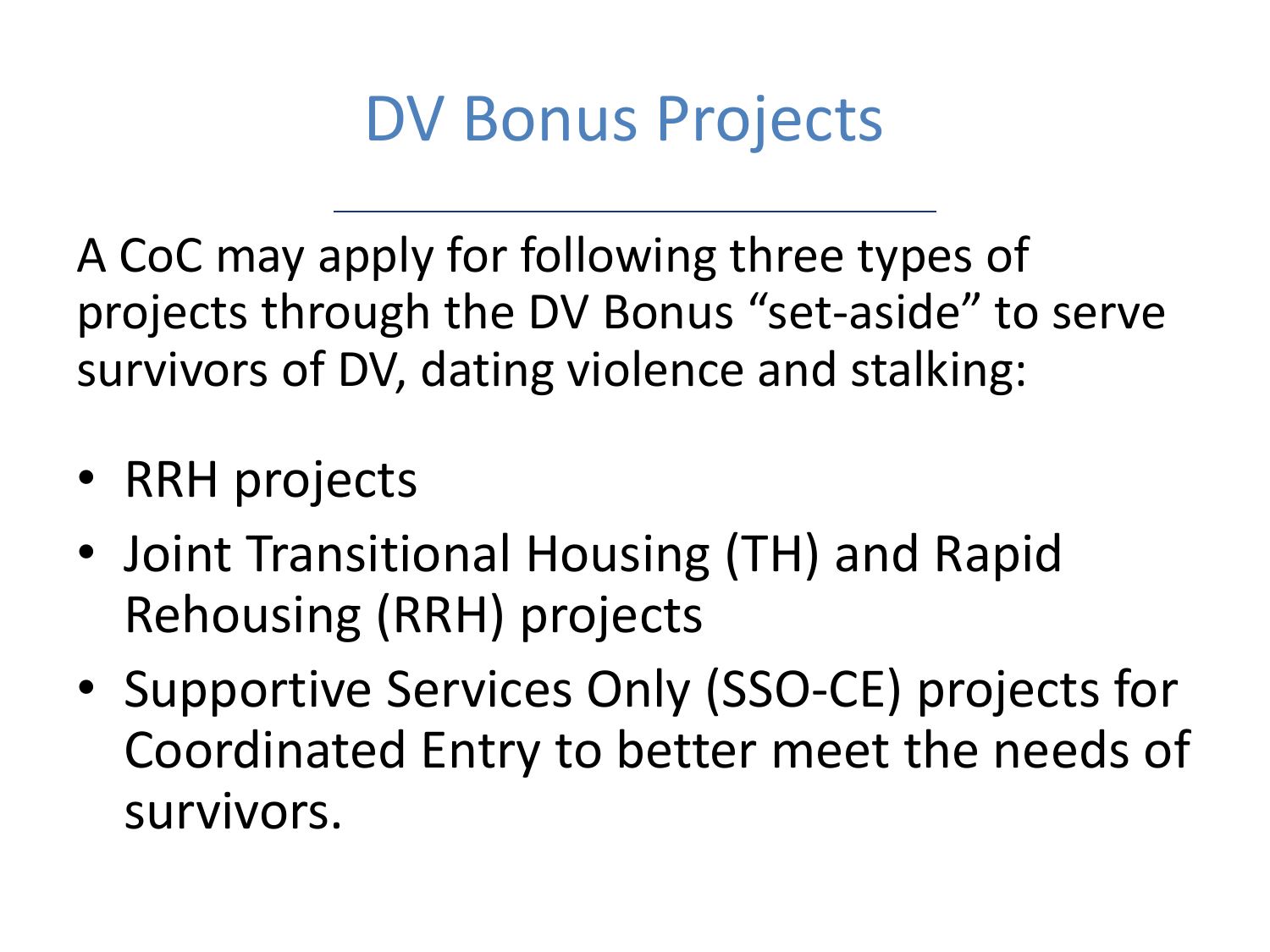# DV Bonus Projects

A CoC may apply for following three types of projects through the DV Bonus "set-aside" to serve survivors of DV, dating violence and stalking:

- RRH projects
- Joint Transitional Housing (TH) and Rapid Rehousing (RRH) projects
- Supportive Services Only (SSO-CE) projects for Coordinated Entry to better meet the needs of survivors.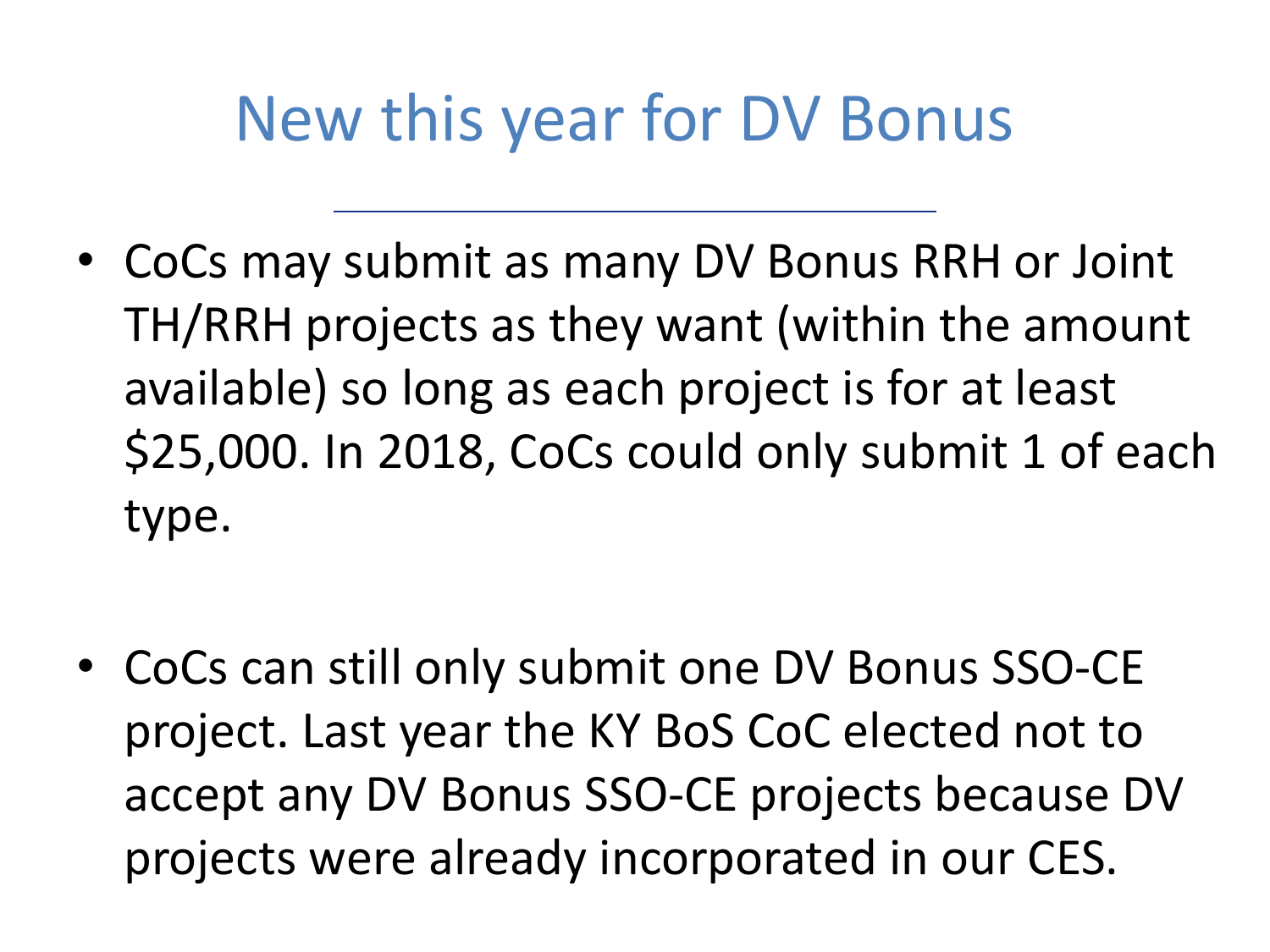# New this year for DV Bonus

- CoCs may submit as many DV Bonus RRH or Joint TH/RRH projects as they want (within the amount available) so long as each project is for at least $25,000. In 2018, CoCs could only submit 1 of each type.

- CoCs can still only submit one DV Bonus SSO-CE project. Last year the KY BoS CoC elected not to accept any DV Bonus SSO-CE projects because DV projects were already incorporated in our CES.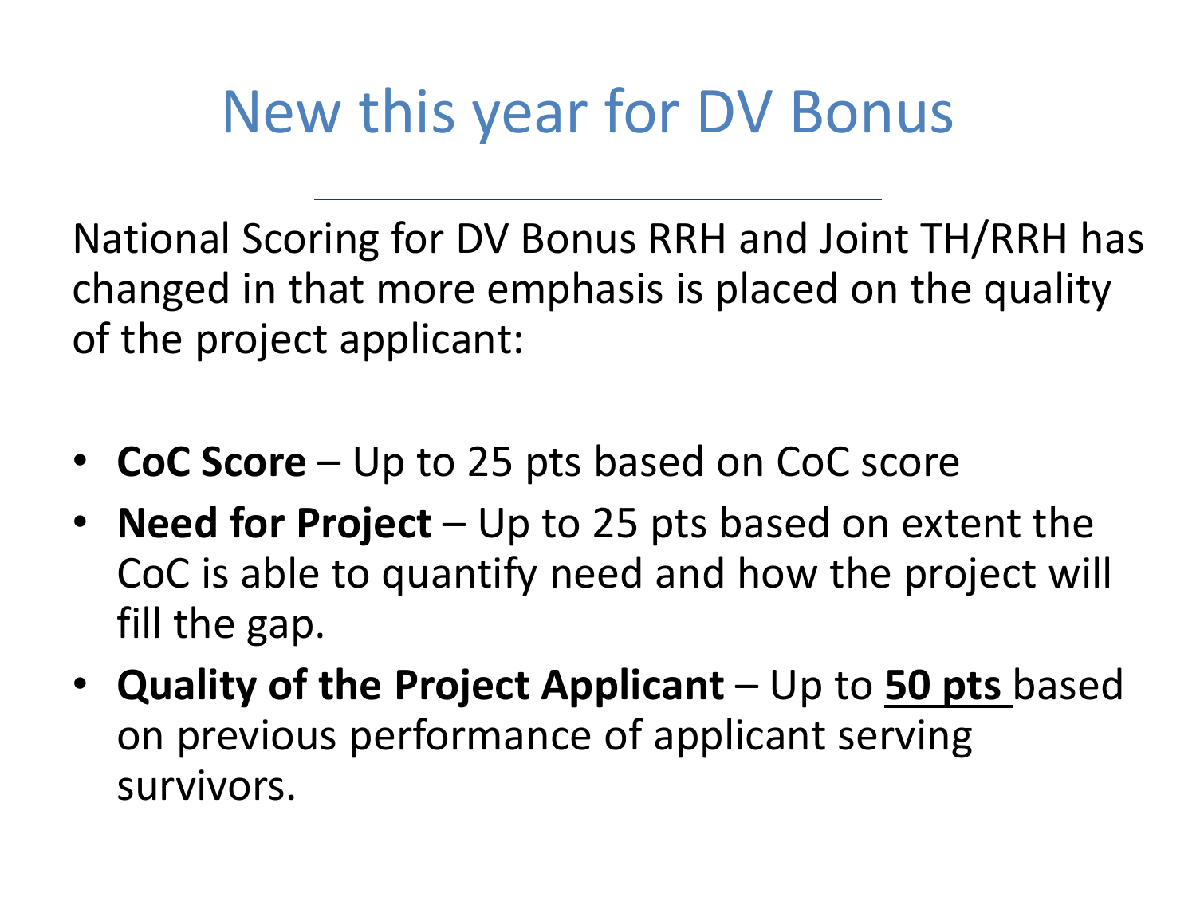# New this year for DV Bonus

National Scoring for DV Bonus RRH and Joint TH/RRH has changed in that more emphasis is placed on the quality of the project applicant:

- **CoC Score** – Up to 25 pts based on CoC score
- **Need for Project** – Up to 25 pts based on extent the CoC is able to quantify need and how the project will fill the gap.
- **Quality of the Project Applicant** – Up to **50 pts** based on previous performance of applicant serving survivors.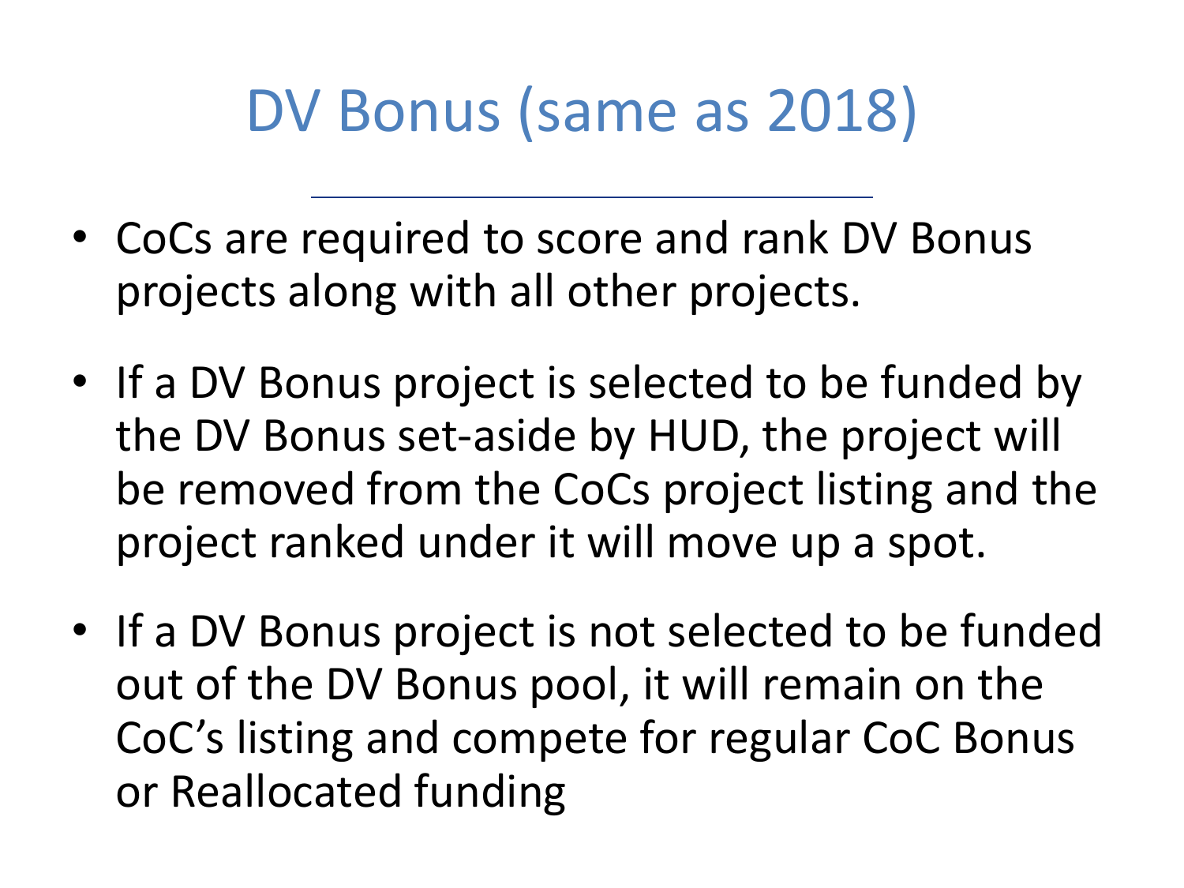# DV Bonus (same as 2018)

- CoCs are required to score and rank DV Bonus projects along with all other projects.
- If a DV Bonus project is selected to be funded by the DV Bonus set-aside by HUD, the project will be removed from the CoCs project listing and the project ranked under it will move up a spot.
- If a DV Bonus project is not selected to be funded out of the DV Bonus pool, it will remain on the CoC's listing and compete for regular CoC Bonus or Reallocated funding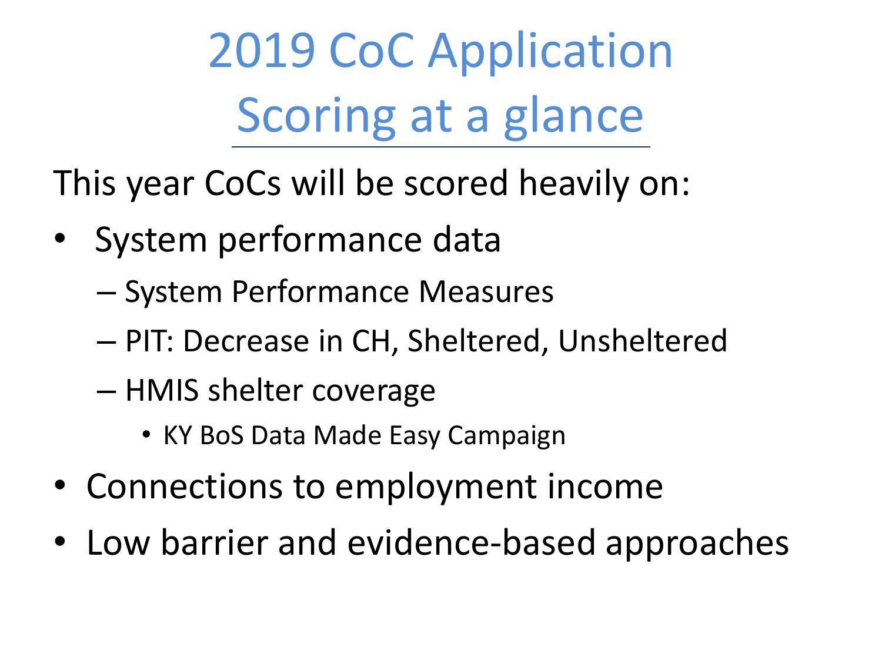# 2019 CoC Application Scoring at a glance

This year CoCs will be scored heavily on:

- System performance data
  - System Performance Measures
  - PIT: Decrease in CH, Sheltered, Unsheltered
  - HMIS shelter coverage
    - KY BoS Data Made Easy Campaign
- Connections to employment income
- Low barrier and evidence-based approaches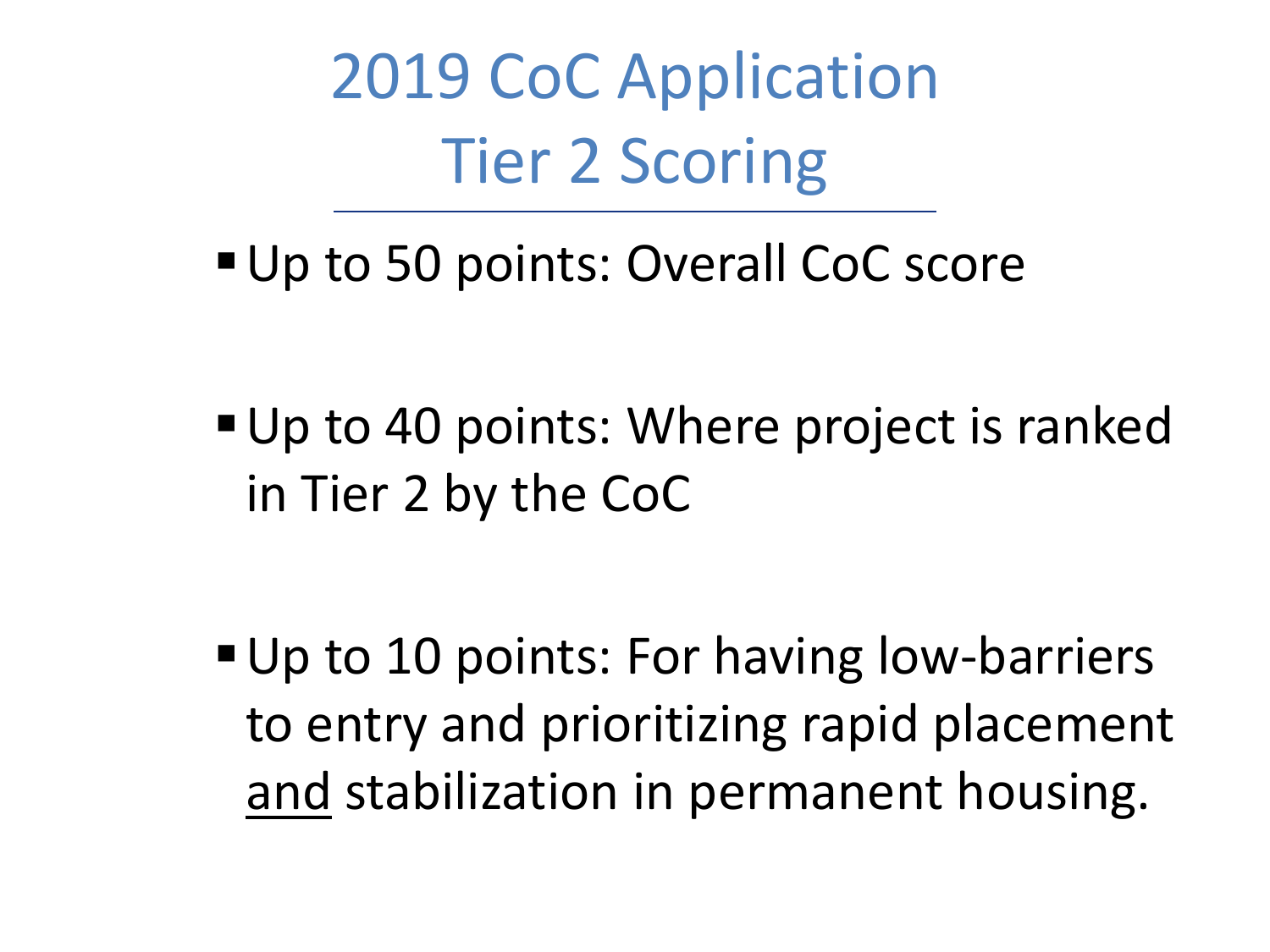# 2019 CoC Application Tier 2 Scoring

- Up to 50 points: Overall CoC score
- Up to 40 points: Where project is ranked in Tier 2 by the CoC
- Up to 10 points: For having low-barriers to entry and prioritizing rapid placement <u>and</u> stabilization in permanent housing.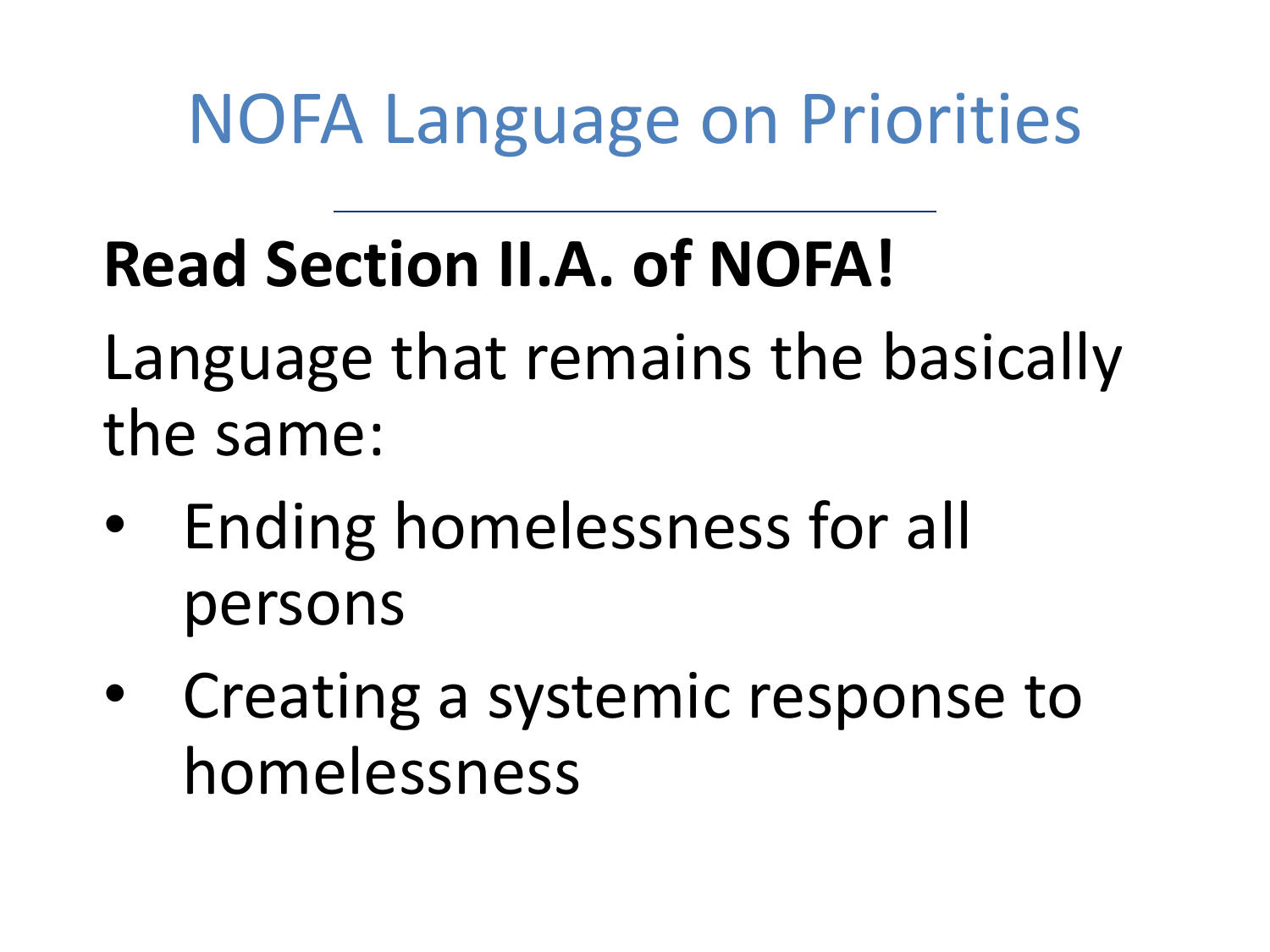# NOFA Language on Priorities

**Read Section II.A. of NOFA!**

Language that remains the basically the same:

- Ending homelessness for all persons
- Creating a systemic response to homelessness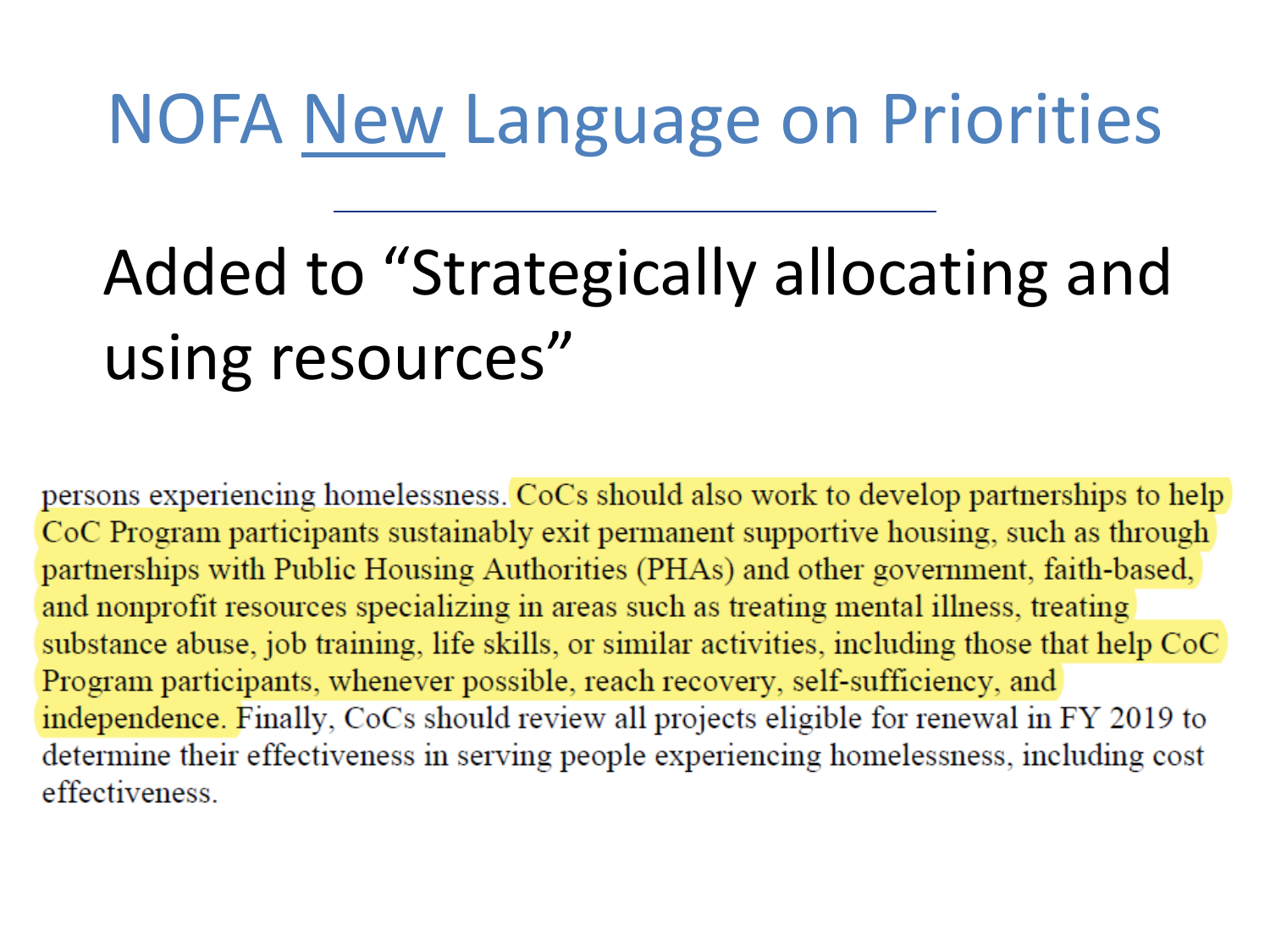# NOFA <u>New</u> Language on Priorities

## Added to "Strategically allocating and using resources"

persons experiencing homelessness. CoCs should also work to develop partnerships to help CoC Program participants sustainably exit permanent supportive housing, such as through partnerships with Public Housing Authorities (PHAs) and other government, faith-based, and nonprofit resources specializing in areas such as treating mental illness, treating substance abuse, job training, life skills, or similar activities, including those that help CoC Program participants, whenever possible, reach recovery, self-sufficiency, and independence. Finally, CoCs should review all projects eligible for renewal in FY 2019 to determine their effectiveness in serving people experiencing homelessness, including cost effectiveness.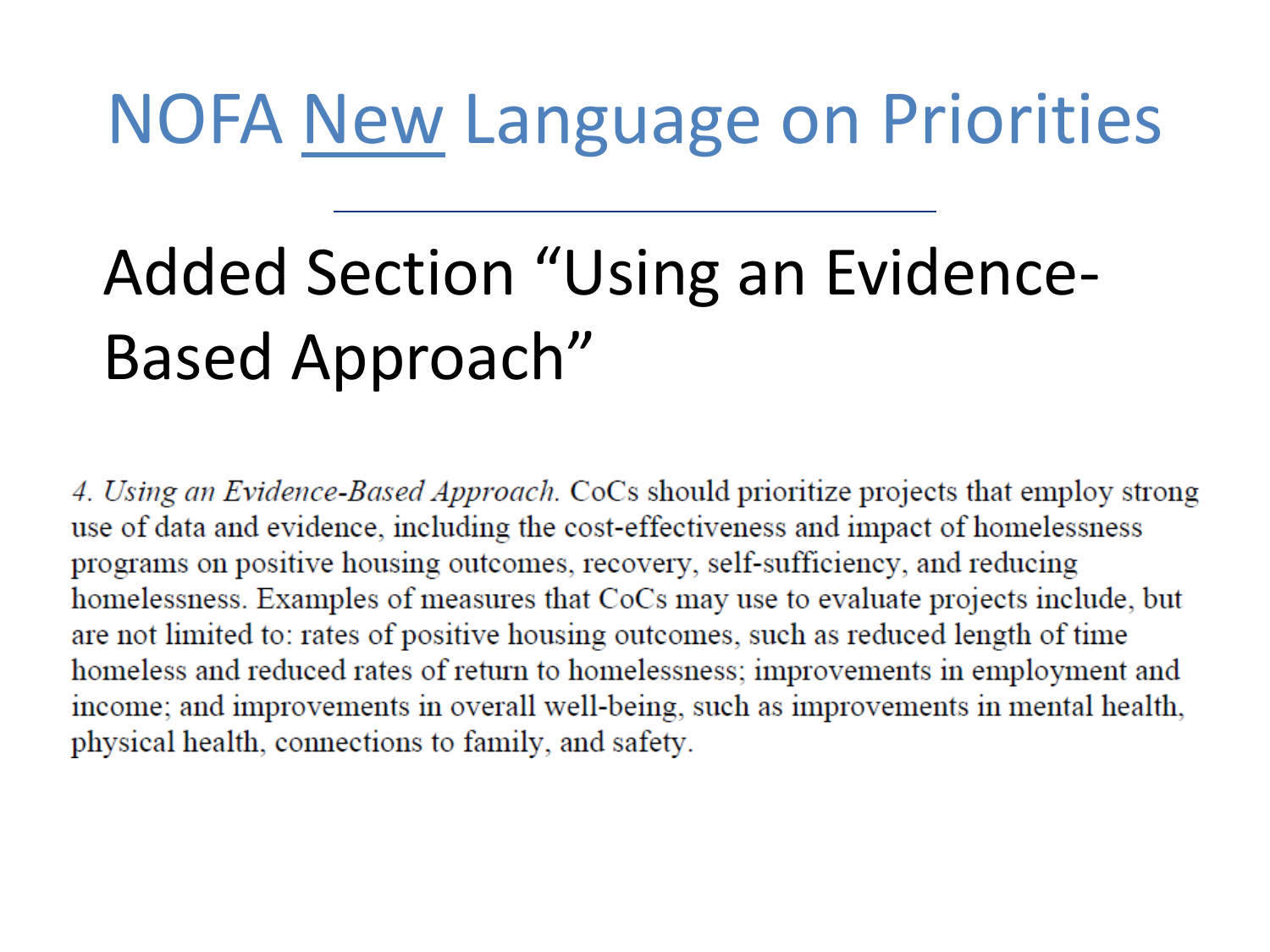# NOFA New Language on Priorities

## Added Section "Using an Evidence-Based Approach"

*4. Using an Evidence-Based Approach.* CoCs should prioritize projects that employ strong use of data and evidence, including the cost-effectiveness and impact of homelessness programs on positive housing outcomes, recovery, self-sufficiency, and reducing homelessness. Examples of measures that CoCs may use to evaluate projects include, but are not limited to: rates of positive housing outcomes, such as reduced length of time homeless and reduced rates of return to homelessness; improvements in employment and income; and improvements in overall well-being, such as improvements in mental health, physical health, connections to family, and safety.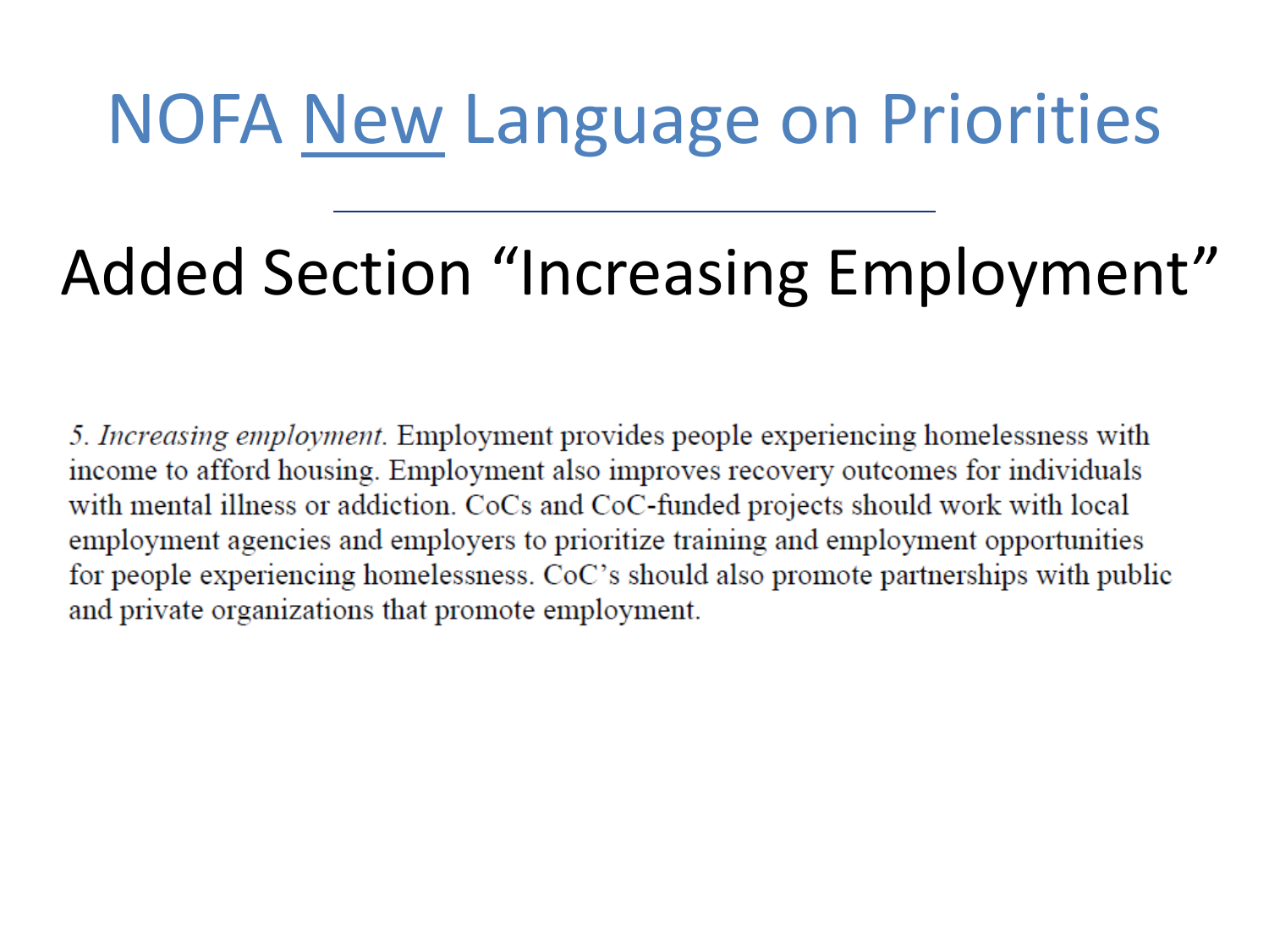# NOFA New Language on Priorities

## Added Section "Increasing Employment"

5. *Increasing employment.* Employment provides people experiencing homelessness with income to afford housing. Employment also improves recovery outcomes for individuals with mental illness or addiction. CoCs and CoC-funded projects should work with local employment agencies and employers to prioritize training and employment opportunities for people experiencing homelessness. CoC's should also promote partnerships with public and private organizations that promote employment.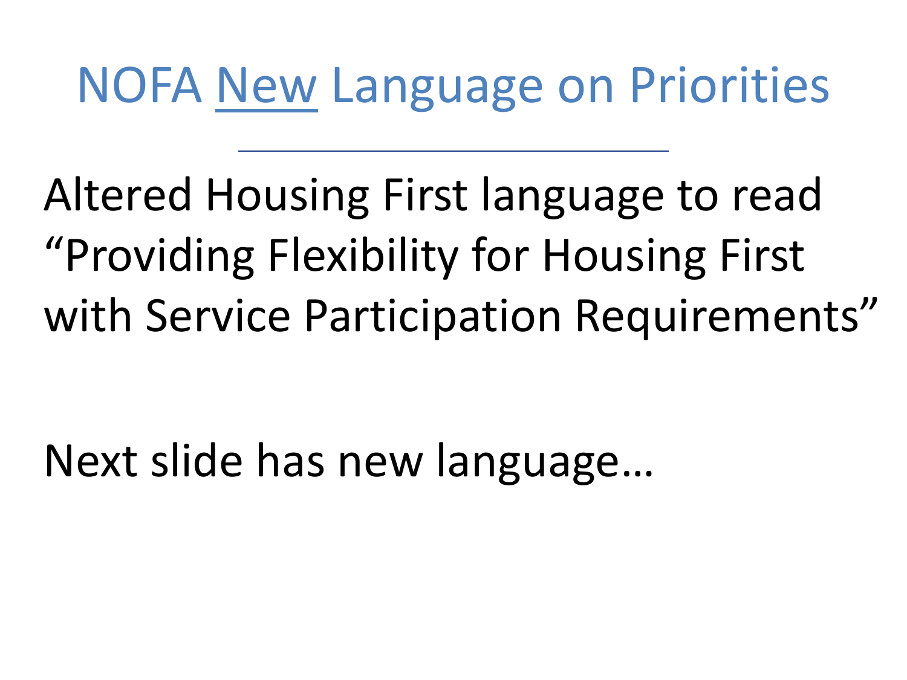# NOFA New Language on Priorities

Altered Housing First language to read "Providing Flexibility for Housing First with Service Participation Requirements"

Next slide has new language…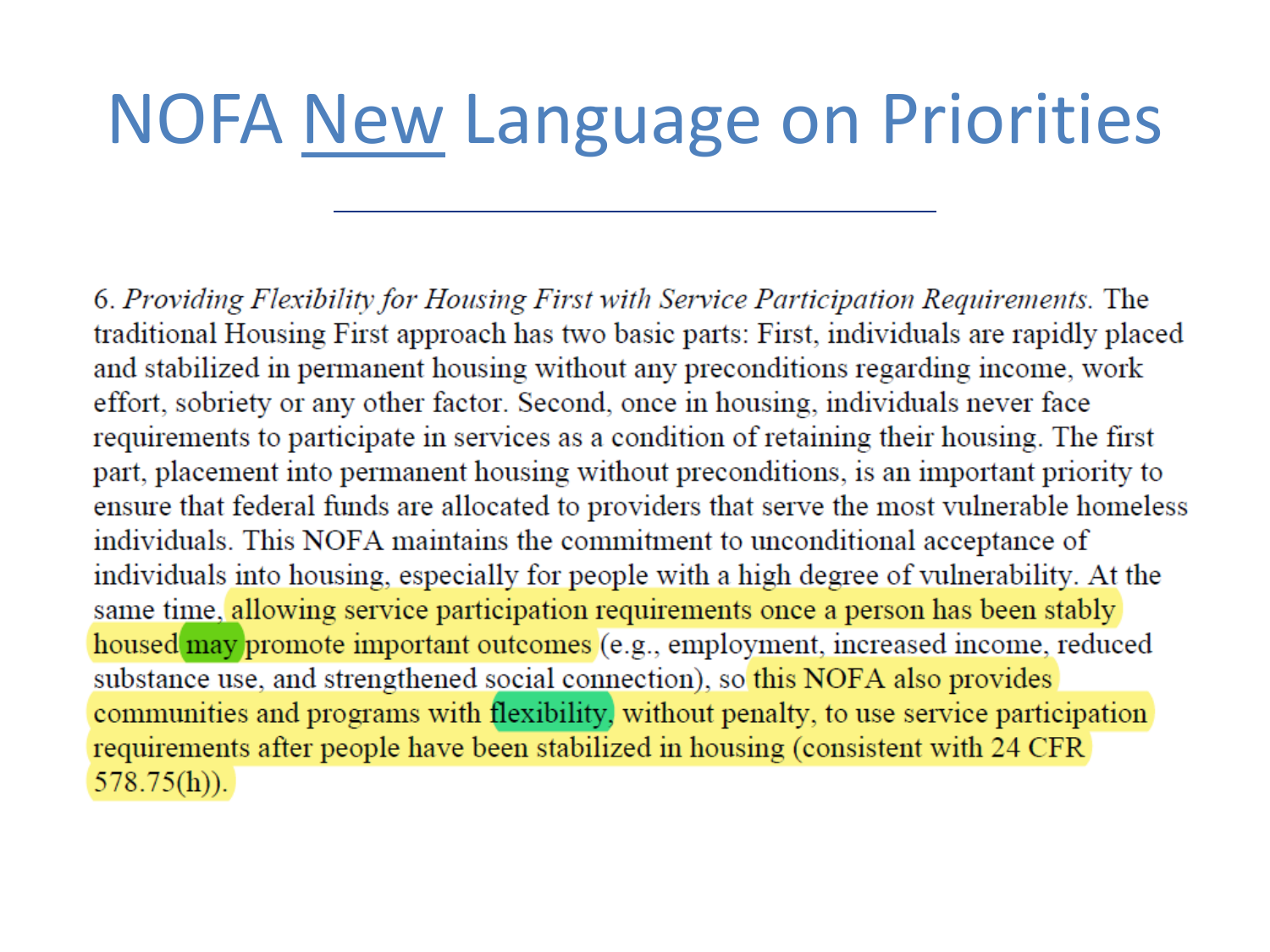# NOFA New Language on Priorities

6. *Providing Flexibility for Housing First with Service Participation Requirements.* The traditional Housing First approach has two basic parts: First, individuals are rapidly placed and stabilized in permanent housing without any preconditions regarding income, work effort, sobriety or any other factor. Second, once in housing, individuals never face requirements to participate in services as a condition of retaining their housing. The first part, placement into permanent housing without preconditions, is an important priority to ensure that federal funds are allocated to providers that serve the most vulnerable homeless individuals. This NOFA maintains the commitment to unconditional acceptance of individuals into housing, especially for people with a high degree of vulnerability. At the same time, allowing service participation requirements once a person has been stably housed may promote important outcomes (e.g., employment, increased income, reduced substance use, and strengthened social connection), so this NOFA also provides communities and programs with flexibility, without penalty, to use service participation requirements after people have been stabilized in housing (consistent with 24 CFR 578.75(h)).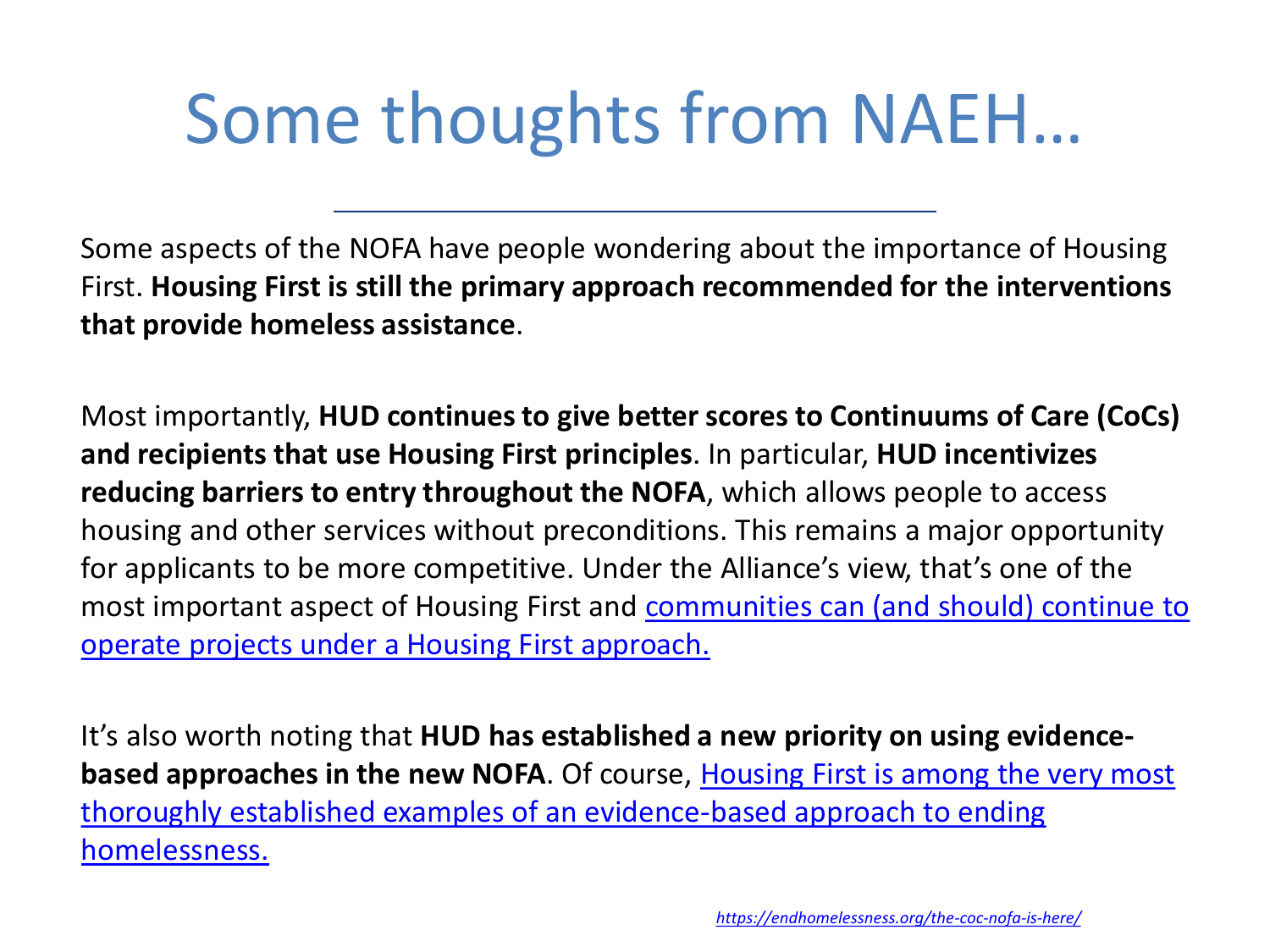# Some thoughts from NAEH…

Some aspects of the NOFA have people wondering about the importance of Housing First. **Housing First is still the primary approach recommended for the interventions that provide homeless assistance**.

Most importantly, **HUD continues to give better scores to Continuums of Care (CoCs) and recipients that use Housing First principles**. In particular, **HUD incentivizes reducing barriers to entry throughout the NOFA**, which allows people to access housing and other services without preconditions. This remains a major opportunity for applicants to be more competitive. Under the Alliance's view, that's one of the most important aspect of Housing First and communities can (and should) continue to operate projects under a Housing First approach.

It's also worth noting that **HUD has established a new priority on using evidence-based approaches in the new NOFA**. Of course, Housing First is among the very most thoroughly established examples of an evidence-based approach to ending homelessness.

*https://endhomelessness.org/the-coc-nofa-is-here/*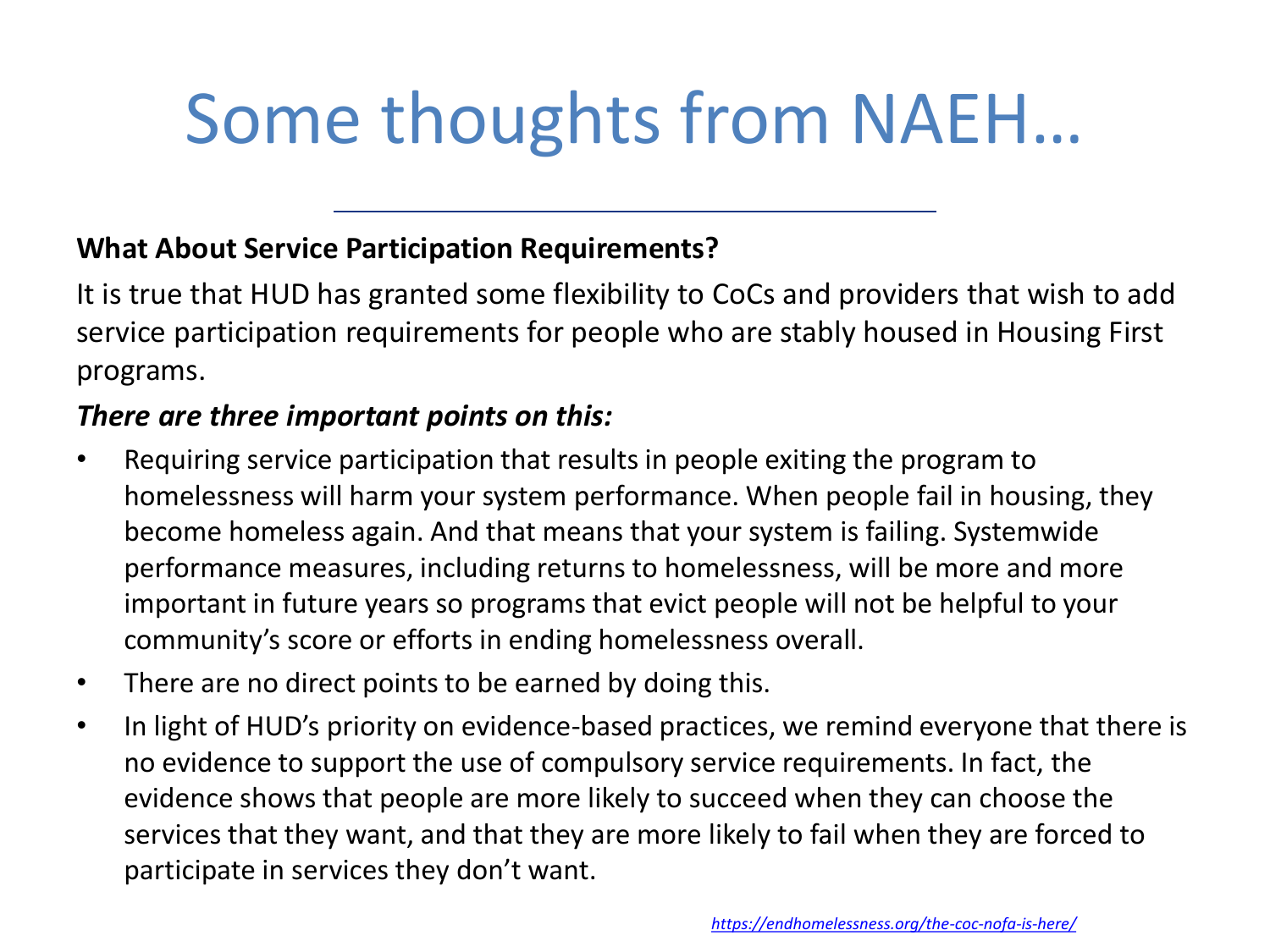# Some thoughts from NAEH…

**What About Service Participation Requirements?**

It is true that HUD has granted some flexibility to CoCs and providers that wish to add service participation requirements for people who are stably housed in Housing First programs.

***There are three important points on this:***

- Requiring service participation that results in people exiting the program to homelessness will harm your system performance. When people fail in housing, they become homeless again. And that means that your system is failing. Systemwide performance measures, including returns to homelessness, will be more and more important in future years so programs that evict people will not be helpful to your community's score or efforts in ending homelessness overall.
- There are no direct points to be earned by doing this.
- In light of HUD's priority on evidence-based practices, we remind everyone that there is no evidence to support the use of compulsory service requirements. In fact, the evidence shows that people are more likely to succeed when they can choose the services that they want, and that they are more likely to fail when they are forced to participate in services they don't want.

*https://endhomelessness.org/the-coc-nofa-is-here/*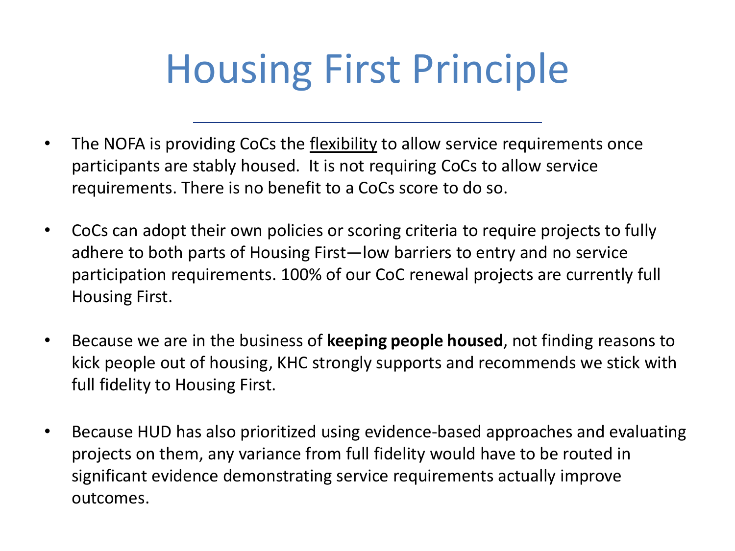# Housing First Principle

- The NOFA is providing CoCs the flexibility to allow service requirements once participants are stably housed. It is not requiring CoCs to allow service requirements. There is no benefit to a CoCs score to do so.

- CoCs can adopt their own policies or scoring criteria to require projects to fully adhere to both parts of Housing First—low barriers to entry and no service participation requirements. 100% of our CoC renewal projects are currently full Housing First.

- Because we are in the business of **keeping people housed**, not finding reasons to kick people out of housing, KHC strongly supports and recommends we stick with full fidelity to Housing First.

- Because HUD has also prioritized using evidence-based approaches and evaluating projects on them, any variance from full fidelity would have to be routed in significant evidence demonstrating service requirements actually improve outcomes.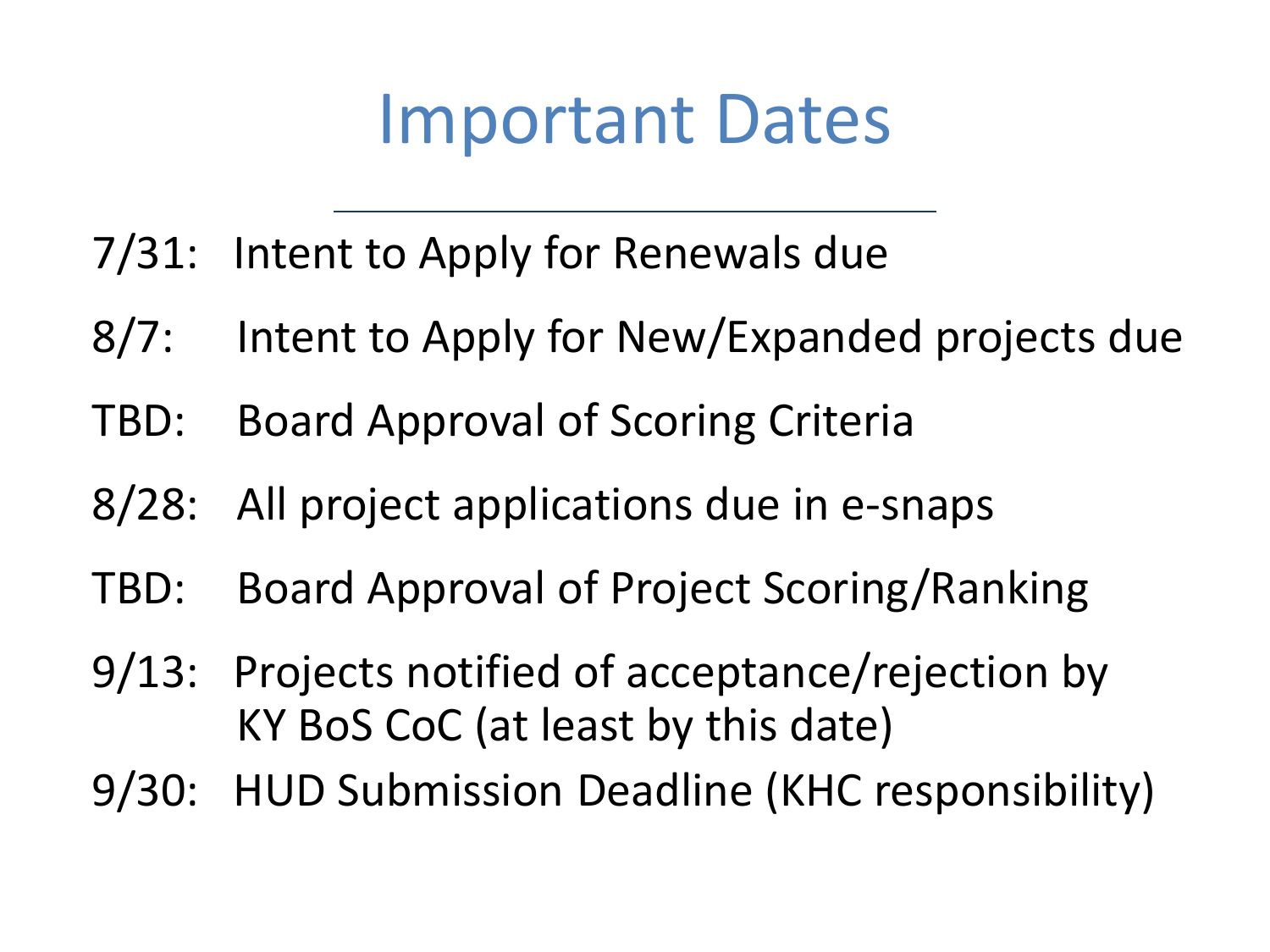# Important Dates

- 7/31: Intent to Apply for Renewals due
- 8/7: Intent to Apply for New/Expanded projects due
- TBD: Board Approval of Scoring Criteria
- 8/28: All project applications due in e-snaps
- TBD: Board Approval of Project Scoring/Ranking
- 9/13: Projects notified of acceptance/rejection by KY BoS CoC (at least by this date)
- 9/30: HUD Submission Deadline (KHC responsibility)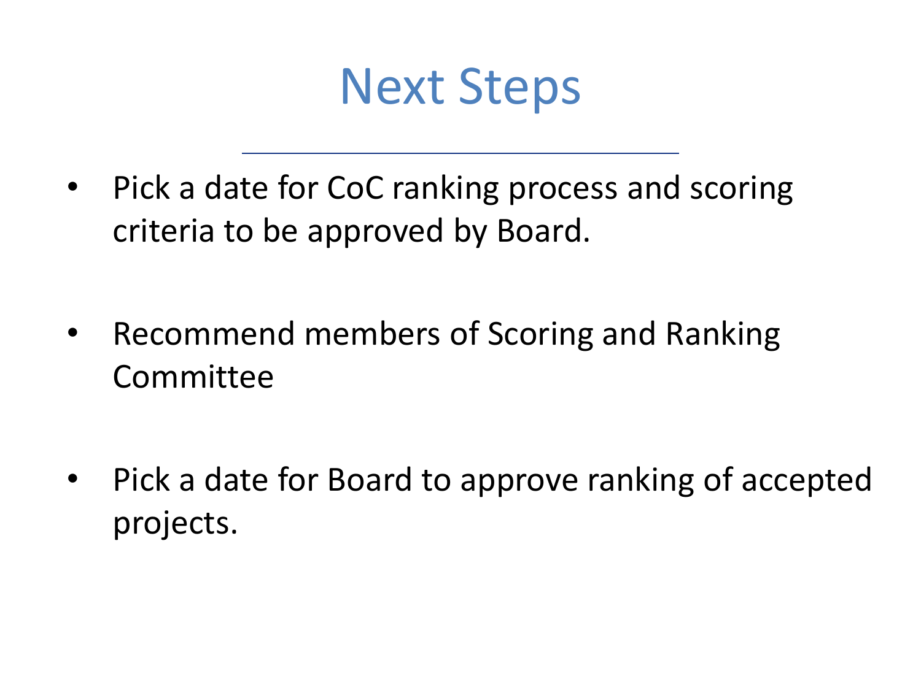# Next Steps

- Pick a date for CoC ranking process and scoring criteria to be approved by Board.
- Recommend members of Scoring and Ranking Committee
- Pick a date for Board to approve ranking of accepted projects.